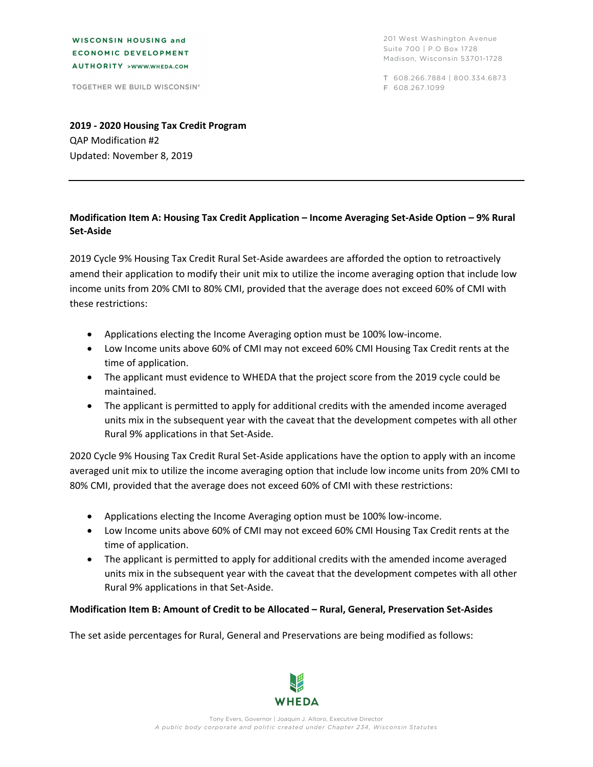**WISCONSIN HOUSING and ECONOMIC DEVELOPMENT AUTHORITY** >WWW.WHEDA.COM

TOGETHER WE BUILD WISCONSIN®

201 West Washington Avenue
Suite 700 | P.O Box 1728
Madison, Wisconsin 53701-1728

T 608.266.7884 | 800.334.6873
F 608.267.1099

**2019 - 2020 Housing Tax Credit Program**
QAP Modification #2
Updated: November 8, 2019

---

**Modification Item A: Housing Tax Credit Application – Income Averaging Set-Aside Option – 9% Rural Set-Aside**

2019 Cycle 9% Housing Tax Credit Rural Set-Aside awardees are afforded the option to retroactively amend their application to modify their unit mix to utilize the income averaging option that include low income units from 20% CMI to 80% CMI, provided that the average does not exceed 60% of CMI with these restrictions:

- Applications electing the Income Averaging option must be 100% low-income.
- Low Income units above 60% of CMI may not exceed 60% CMI Housing Tax Credit rents at the time of application.
- The applicant must evidence to WHEDA that the project score from the 2019 cycle could be maintained.
- The applicant is permitted to apply for additional credits with the amended income averaged units mix in the subsequent year with the caveat that the development competes with all other Rural 9% applications in that Set-Aside.

2020 Cycle 9% Housing Tax Credit Rural Set-Aside applications have the option to apply with an income averaged unit mix to utilize the income averaging option that include low income units from 20% CMI to 80% CMI, provided that the average does not exceed 60% of CMI with these restrictions:

- Applications electing the Income Averaging option must be 100% low-income.
- Low Income units above 60% of CMI may not exceed 60% CMI Housing Tax Credit rents at the time of application.
- The applicant is permitted to apply for additional credits with the amended income averaged units mix in the subsequent year with the caveat that the development competes with all other Rural 9% applications in that Set-Aside.

**Modification Item B: Amount of Credit to be Allocated – Rural, General, Preservation Set-Asides**

The set aside percentages for Rural, General and Preservations are being modified as follows:

Tony Evers, Governor | Joaquin J. Altoro, Executive Director
*A public body corporate and politic created under Chapter 234, Wisconsin Statutes*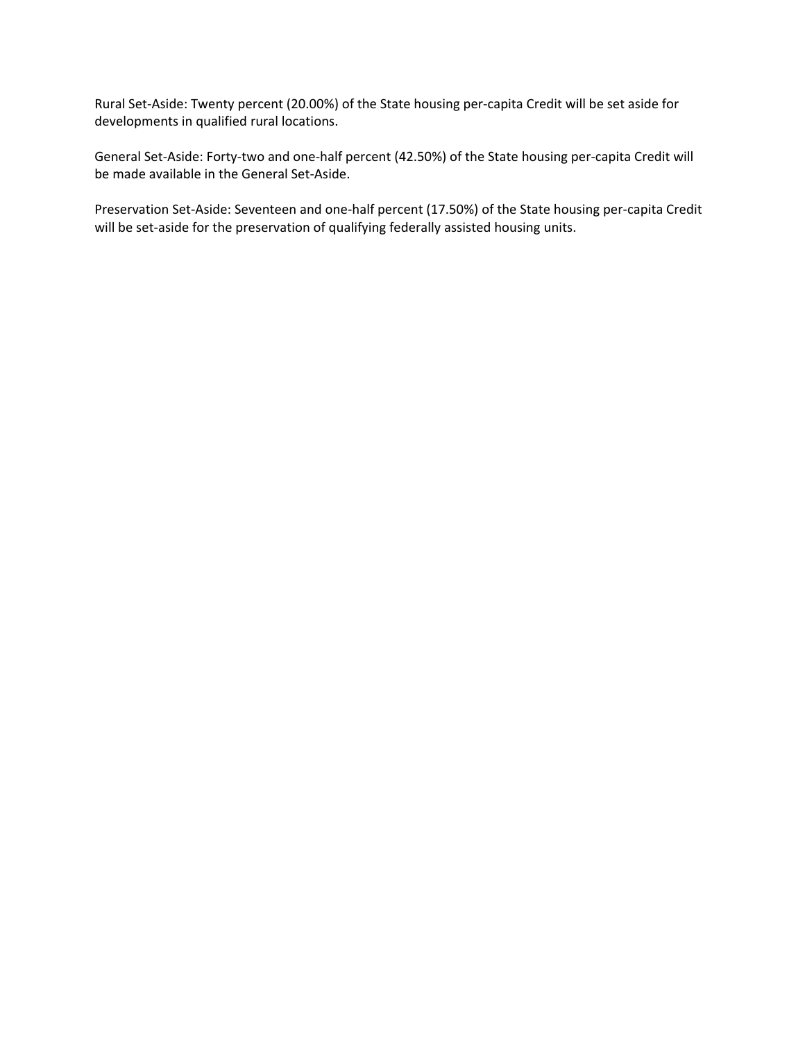Rural Set-Aside: Twenty percent (20.00%) of the State housing per-capita Credit will be set aside for developments in qualified rural locations.

General Set-Aside: Forty-two and one-half percent (42.50%) of the State housing per-capita Credit will be made available in the General Set-Aside.

Preservation Set-Aside: Seventeen and one-half percent (17.50%) of the State housing per-capita Credit will be set-aside for the preservation of qualifying federally assisted housing units.